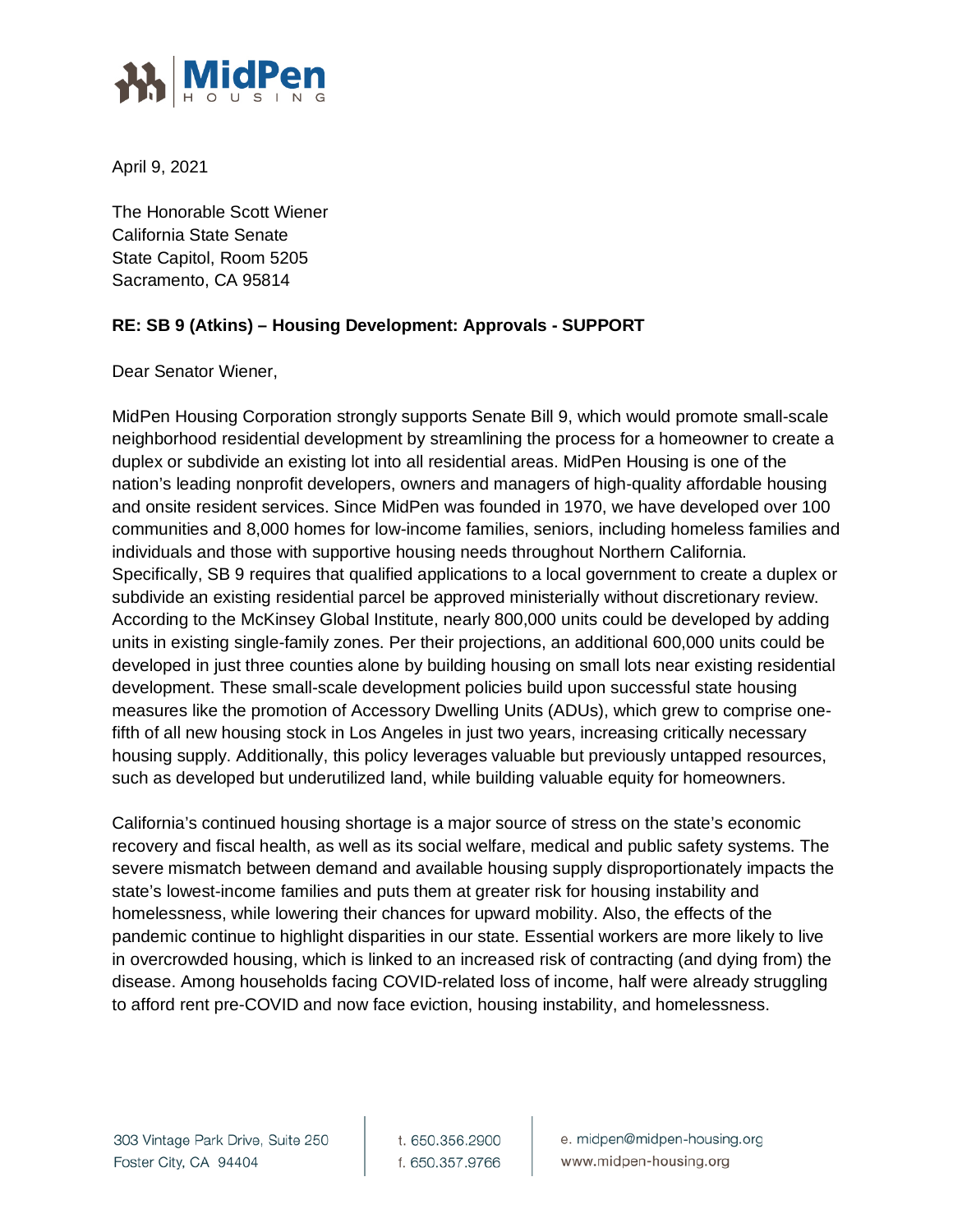**MidPen** HOUSING

April 9, 2021

The Honorable Scott Wiener
California State Senate
State Capitol, Room 5205
Sacramento, CA 95814

**RE: SB 9 (Atkins) – Housing Development: Approvals - SUPPORT**

Dear Senator Wiener,

MidPen Housing Corporation strongly supports Senate Bill 9, which would promote small-scale neighborhood residential development by streamlining the process for a homeowner to create a duplex or subdivide an existing lot into all residential areas. MidPen Housing is one of the nation's leading nonprofit developers, owners and managers of high-quality affordable housing and onsite resident services. Since MidPen was founded in 1970, we have developed over 100 communities and 8,000 homes for low-income families, seniors, including homeless families and individuals and those with supportive housing needs throughout Northern California. Specifically, SB 9 requires that qualified applications to a local government to create a duplex or subdivide an existing residential parcel be approved ministerially without discretionary review. According to the McKinsey Global Institute, nearly 800,000 units could be developed by adding units in existing single-family zones. Per their projections, an additional 600,000 units could be developed in just three counties alone by building housing on small lots near existing residential development. These small-scale development policies build upon successful state housing measures like the promotion of Accessory Dwelling Units (ADUs), which grew to comprise one-fifth of all new housing stock in Los Angeles in just two years, increasing critically necessary housing supply. Additionally, this policy leverages valuable but previously untapped resources, such as developed but underutilized land, while building valuable equity for homeowners.

California's continued housing shortage is a major source of stress on the state's economic recovery and fiscal health, as well as its social welfare, medical and public safety systems. The severe mismatch between demand and available housing supply disproportionately impacts the state's lowest-income families and puts them at greater risk for housing instability and homelessness, while lowering their chances for upward mobility. Also, the effects of the pandemic continue to highlight disparities in our state. Essential workers are more likely to live in overcrowded housing, which is linked to an increased risk of contracting (and dying from) the disease. Among households facing COVID-related loss of income, half were already struggling to afford rent pre-COVID and now face eviction, housing instability, and homelessness.

303 Vintage Park Drive, Suite 250
Foster City, CA 94404

t. 650.356.2900
f. 650.357.9766

e. midpen@midpen-housing.org
www.midpen-housing.org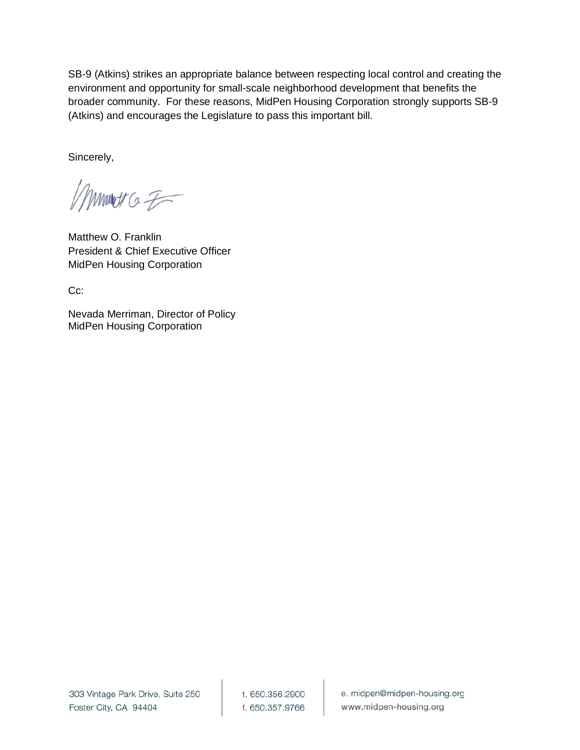SB-9 (Atkins) strikes an appropriate balance between respecting local control and creating the environment and opportunity for small-scale neighborhood development that benefits the broader community.  For these reasons, MidPen Housing Corporation strongly supports SB-9 (Atkins) and encourages the Legislature to pass this important bill.

Sincerely,

Matthew O. Franklin
President & Chief Executive Officer
MidPen Housing Corporation

Cc:

Nevada Merriman, Director of Policy
MidPen Housing Corporation

303 Vintage Park Drive, Suite 250
Foster City, CA 94404

t. 650.356.2900
f. 650.357.9766

e. midpen@midpen-housing.org
www.midpen-housing.org